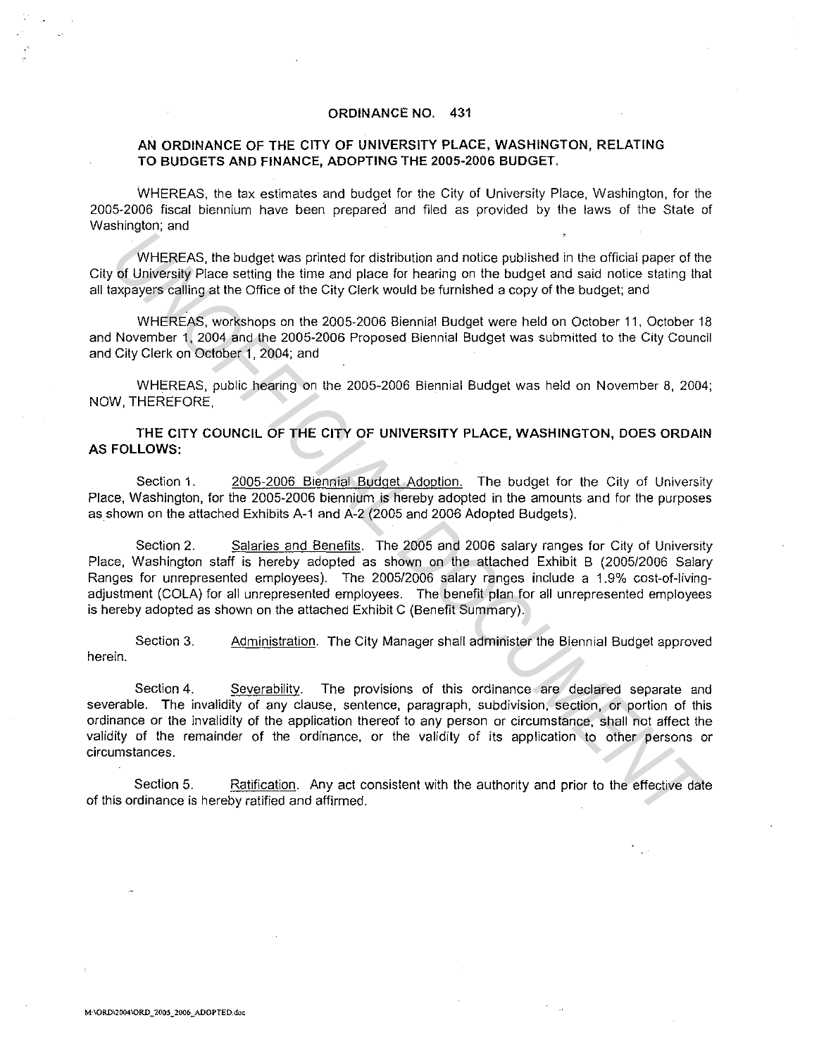# ORDINANCE NO. 431

## AN ORDINANCE OF THE CITY OF UNIVERSITY PLACE, WASHINGTON, RELATING TO BUDGETS AND FINANCE, ADOPTING THE 2005-2006 BUDGET.

WHEREAS, the tax estimates and budget for the City of University Place, Washington, for the 2005-2006 fiscal biennium have been prepared and filed as provided by the laws of the State of Washington; and

WHEREAS, the budget was printed for distribution and notice published in the official paper of the City of University Place setting the time and place for hearing on the budget and said notice stating that all taxpayers calling at the Office of the City Clerk would be furnished a copy of the budget; and

WHEREAS, workshops on the 2005-2006 Biennial Budget were held on October 11, October 18 and November 1, 2004 and the 2005-2006 Proposed Biennial Budget was submitted to the City Council and City Clerk on October 1, 2004; and

WHEREAS, public hearing on the 2005-2006 Biennial Budget was held on November 8, 2004; NOW, THEREFORE,

**THE CITY COUNCIL OF THE CITY OF UNIVERSITY PLACE, WASHINGTON, DOES ORDAIN AS FOLLOWS:**

Section 1. 2005-2006 Biennial Budget Adoption. The budget for the City of University Place, Washington, for the 2005-2006 biennium is hereby adopted in the amounts and for the purposes as shown on the attached Exhibits A-1 and A-2 (2005 and 2006 Adopted Budgets).

Section 2. Salaries and Benefits. The 2005 and 2006 salary ranges for City of University Place, Washington staff is hereby adopted as shown on the attached Exhibit B (2005/2006 Salary Ranges for unrepresented employees). The 2005/2006 salary ranges include a 1.9% cost-of-living-adjustment (COLA) for all unrepresented employees. The benefit plan for all unrepresented employees is hereby adopted as shown on the attached Exhibit C (Benefit Summary).

Section 3. Administration. The City Manager shall administer the Biennial Budget approved herein.

Section 4. Severability. The provisions of this ordinance are declared separate and severable. The invalidity of any clause, sentence, paragraph, subdivision, section, or portion of this ordinance or the invalidity of the application thereof to any person or circumstance, shall not affect the validity of the remainder of the ordinance, or the validity of its application to other persons or circumstances.

Section 5. Ratification. Any act consistent with the authority and prior to the effective date of this ordinance is hereby ratified and affirmed.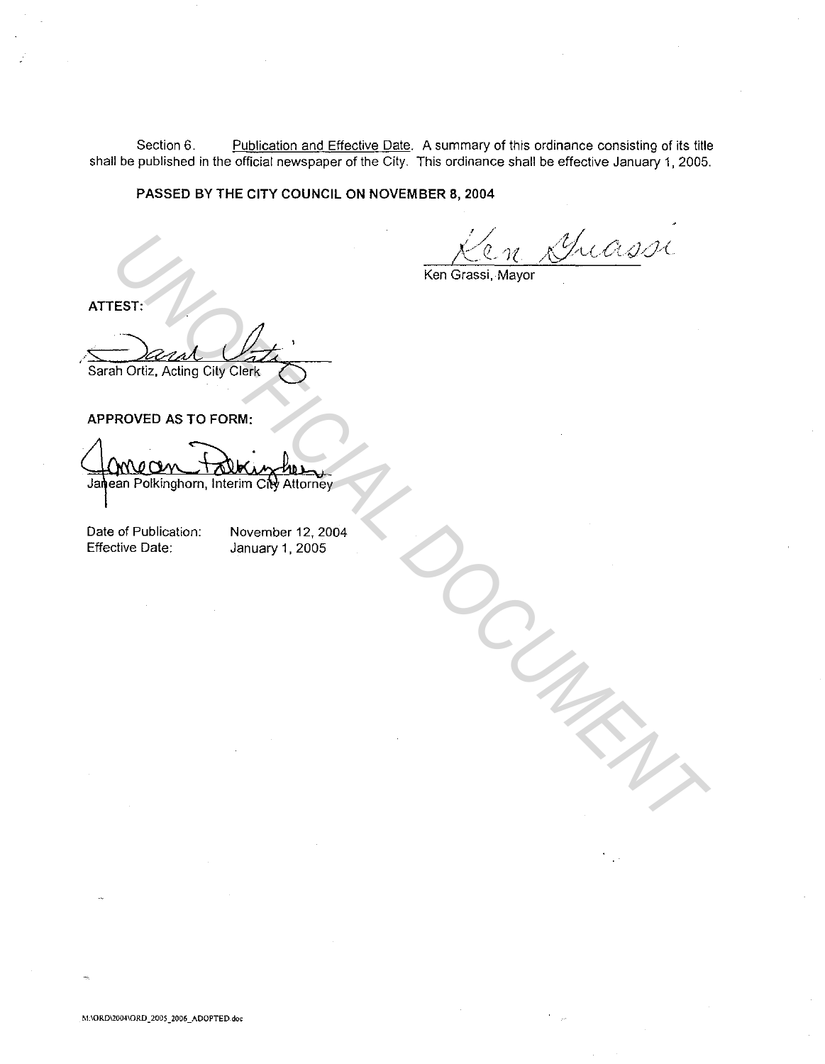Section 6. Publication and Effective Date. A summary of this ordinance consisting of its title shall be published in the official newspaper of the City. This ordinance shall be effective January 1, 2005.

**PASSED BY THE CITY COUNCIL ON NOVEMBER 8, 2004**

Ken Grassi, Mayor

**ATTEST:**

Sarah Ortiz, Acting City Clerk

**APPROVED AS TO FORM:**

Janean Polkinghorn, Interim City Attorney

Date of Publication: November 12, 2004
Effective Date: January 1, 2005

UNOFFICIAL DOCUMENT

M:\ORD\2004\ORD_2005_2006_ADOPTED.doc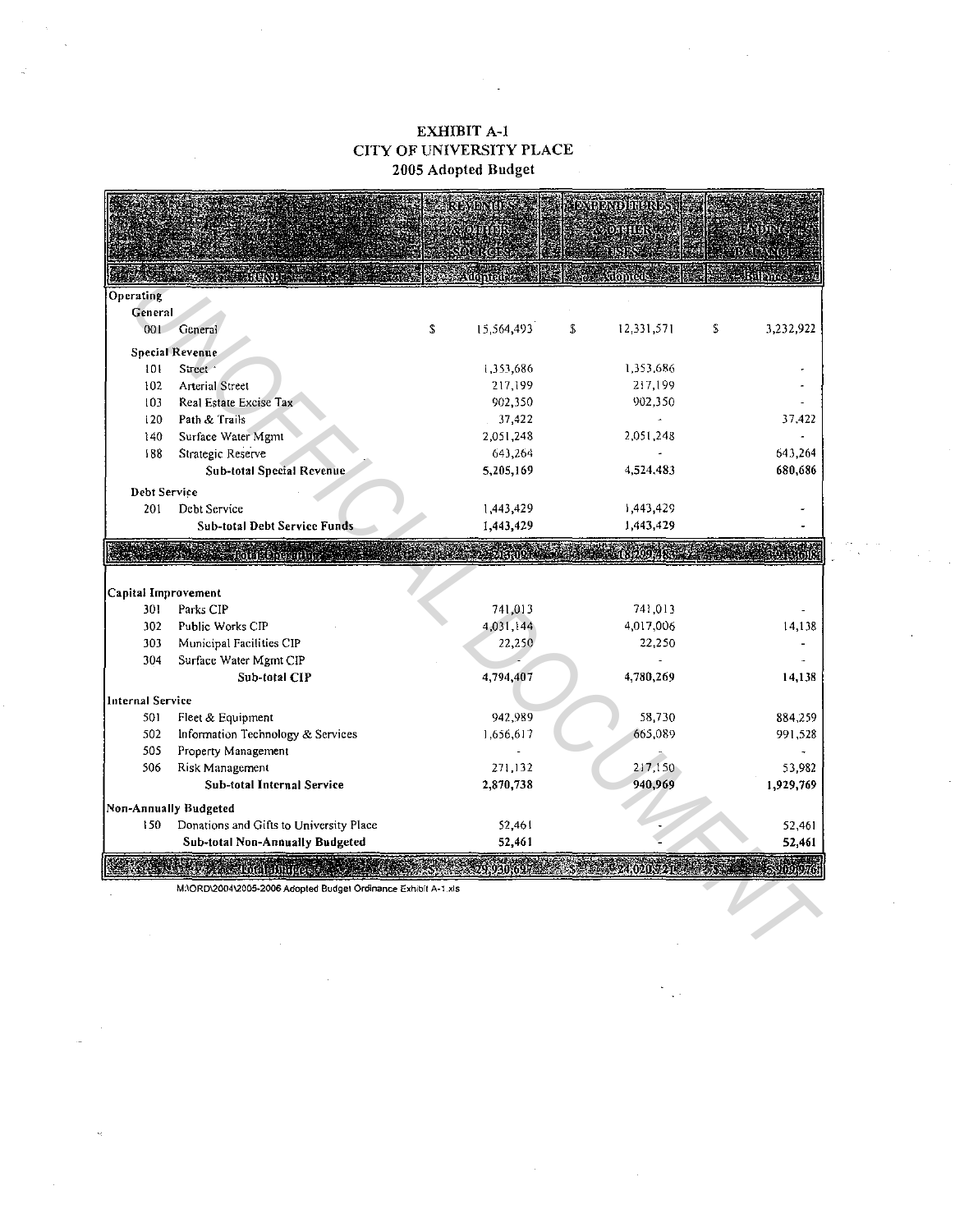# EXHIBIT A-1
# CITY OF UNIVERSITY PLACE
## 2005 Adopted Budget

| | FUND | | REVENUES & OTHER SOURCES Adopted | | EXPENDITURES & OTHER USES Adopted | | ENDING BALANCE Balance |
|---|---|---|---|---|---|---|---|
| **Operating** | | | | | | | |
| **General** | | | | | | | |
| 001 | General | $ | 15,564,493 | $ | 12,331,571 | $ | 3,232,922 |
| **Special Revenue** | | | | | | | |
| 101 | Street | | 1,353,686 | | 1,353,686 | | - |
| 102 | Arterial Street | | 217,199 | | 217,199 | | - |
| 103 | Real Estate Excise Tax | | 902,350 | | 902,350 | | - |
| 120 | Path & Trails | | 37,422 | | - | | 37,422 |
| 140 | Surface Water Mgmt | | 2,051,248 | | 2,051,248 | | - |
| 188 | Strategic Reserve | | 643,264 | | - | | 643,264 |
| | **Sub-total Special Revenue** | | **5,205,169** | | **4,524,483** | | **680,686** |
| **Debt Service** | | | | | | | |
| 201 | Debt Service | | 1,443,429 | | 1,443,429 | | - |
| | **Sub-total Debt Service Funds** | | **1,443,429** | | **1,443,429** | | **-** |
| | **Total Operating** | $ | **22,213,091** | $ | **18,299,483** | $ | **3,913,608** |
| **Capital Improvement** | | | | | | | |
| 301 | Parks CIP | | 741,013 | | 741,013 | | - |
| 302 | Public Works CIP | | 4,031,144 | | 4,017,006 | | 14,138 |
| 303 | Municipal Facilities CIP | | 22,250 | | 22,250 | | - |
| 304 | Surface Water Mgmt CIP | | - | | - | | - |
| | **Sub-total CIP** | | **4,794,407** | | **4,780,269** | | **14,138** |
| **Internal Service** | | | | | | | |
| 501 | Fleet & Equipment | | 942,989 | | 58,730 | | 884,259 |
| 502 | Information Technology & Services | | 1,656,617 | | 665,089 | | 991,528 |
| 505 | Property Management | | - | | - | | - |
| 506 | Risk Management | | 271,132 | | 217,150 | | 53,982 |
| | **Sub-total Internal Service** | | **2,870,738** | | **940,969** | | **1,929,769** |
| **Non-Annually Budgeted** | | | | | | | |
| 150 | Donations and Gifts to University Place | | 52,461 | | - | | 52,461 |
| | **Sub-total Non-Annually Budgeted** | | **52,461** | | **-** | | **52,461** |
| | **Total Budget** | $ | **29,930,697** | $ | **24,020,721** | $ | **5,909,976** |

M:\ORD\2004\2005-2006 Adopted Budget Ordinance Exhibit A-1.xls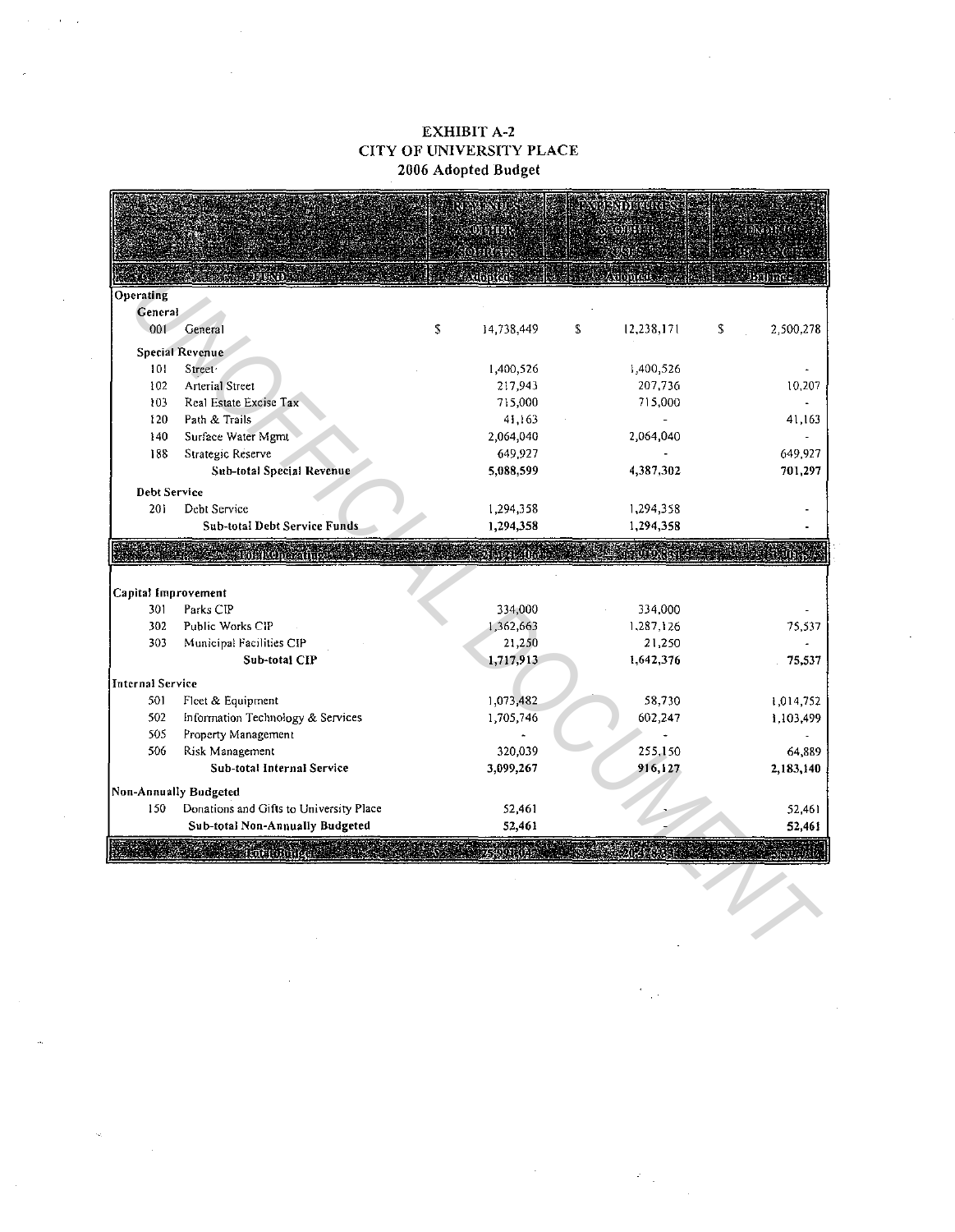# EXHIBIT A-2
# CITY OF UNIVERSITY PLACE
## 2006 Adopted Budget

| FUND | | REVENUES & OTHER SOURCES Adopted | EXPENDITURES & OTHER USES Adopted | ENDING FUND BALANCE Balance |
|---|---|---|---|---|
| **Operating** | | | | |
| **General** | | | | |
| 001 | General | $ 14,738,449 | $ 12,238,171 | $ 2,500,278 |
| **Special Revenue** | | | | |
| 101 | Street | 1,400,526 | 1,400,526 | - |
| 102 | Arterial Street | 217,943 | 207,736 | 10,207 |
| 103 | Real Estate Excise Tax | 715,000 | 715,000 | - |
| 120 | Path & Trails | 41,163 | - | 41,163 |
| 140 | Surface Water Mgmt | 2,064,040 | 2,064,040 | - |
| 188 | Strategic Reserve | 649,927 | - | 649,927 |
| | **Sub-total Special Revenue** | **5,088,599** | **4,387,302** | **701,297** |
| **Debt Service** | | | | |
| 201 | Debt Service | 1,294,358 | 1,294,358 | - |
| | **Sub-total Debt Service Funds** | **1,294,358** | **1,294,358** | **-** |
| | **Total Operating** | **21,121,406** | **17,919,831** | **3,201,575** |
| **Capital Improvement** | | | | |
| 301 | Parks CIP | 334,000 | 334,000 | - |
| 302 | Public Works CIP | 1,362,663 | 1,287,126 | 75,537 |
| 303 | Municipal Facilities CIP | 21,250 | 21,250 | - |
| | **Sub-total CIP** | **1,717,913** | **1,642,376** | **75,537** |
| **Internal Service** | | | | |
| 501 | Fleet & Equipment | 1,073,482 | 58,730 | 1,014,752 |
| 502 | Information Technology & Services | 1,705,746 | 602,247 | 1,103,499 |
| 505 | Property Management | - | - | - |
| 506 | Risk Management | 320,039 | 255,150 | 64,889 |
| | **Sub-total Internal Service** | **3,099,267** | **916,127** | **2,183,140** |
| **Non-Annually Budgeted** | | | | |
| 150 | Donations and Gifts to University Place | 52,461 | - | 52,461 |
| | **Sub-total Non-Annually Budgeted** | **52,461** | **-** | **52,461** |
| | **Total Budget** | **25,991,047** | **20,478,334** | **5,512,713** |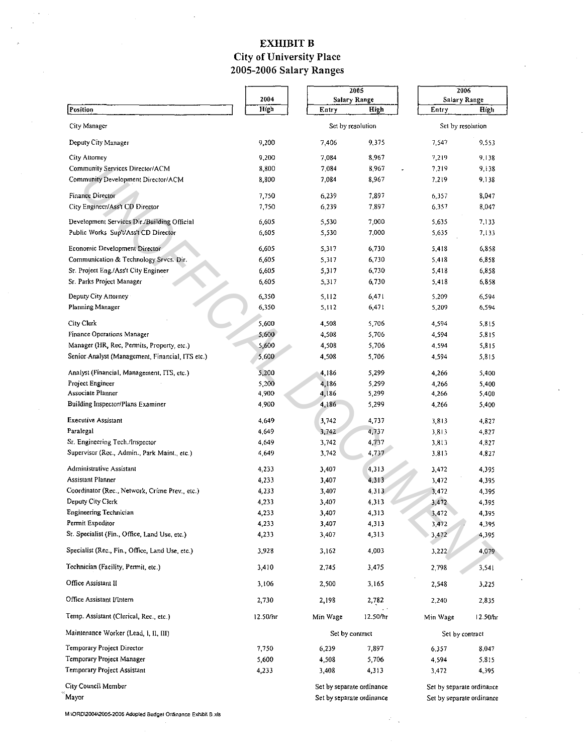# EXHIBIT B
## City of University Place
## 2005-2006 Salary Ranges

| Position | 2004 | 2005 Salary Range | | 2006 Salary Range | |
|---|---|---|---|---|---|
| | High | Entry | High | Entry | High |
| City Manager | | Set by resolution | | Set by resolution | |
| Deputy City Manager | 9,200 | 7,406 | 9,375 | 7,547 | 9,553 |
| City Attorney | 9,200 | 7,084 | 8,967 | 7,219 | 9,138 |
| Community Services Director/ACM | 8,800 | 7,084 | 8,967 | 7,219 | 9,138 |
| Community Development Director/ACM | 8,800 | 7,084 | 8,967 | 7,219 | 9,138 |
| Finance Director | 7,750 | 6,239 | 7,897 | 6,357 | 8,047 |
| City Engineer/Ass't CD Director | 7,750 | 6,239 | 7,897 | 6,357 | 8,047 |
| Development Services Dir./Building Official | 6,605 | 5,530 | 7,000 | 5,635 | 7,133 |
| Public Works Sup't/Ass't CD Director | 6,605 | 5,530 | 7,000 | 5,635 | 7,133 |
| Economic Development Director | 6,605 | 5,317 | 6,730 | 5,418 | 6,858 |
| Communication & Technology Srvcs. Dir. | 6,605 | 5,317 | 6,730 | 5,418 | 6,858 |
| Sr. Project Eng./Ass't City Engineer | 6,605 | 5,317 | 6,730 | 5,418 | 6,858 |
| Sr. Parks Project Manager | 6,605 | 5,317 | 6,730 | 5,418 | 6,858 |
| Deputy City Attorney | 6,350 | 5,112 | 6,471 | 5,209 | 6,594 |
| Planning Manager | 6,350 | 5,112 | 6,471 | 5,209 | 6,594 |
| City Clerk | 5,600 | 4,508 | 5,706 | 4,594 | 5,815 |
| Finance Operations Manager | 5,600 | 4,508 | 5,706 | 4,594 | 5,815 |
| Manager (HR, Rec, Permits, Property, etc.) | 5,600 | 4,508 | 5,706 | 4,594 | 5,815 |
| Senior Analyst (Management, Financial, ITS etc.) | 5,600 | 4,508 | 5,706 | 4,594 | 5,815 |
| Analyst (Financial, Management, ITS, etc.) | 5,200 | 4,186 | 5,299 | 4,266 | 5,400 |
| Project Engineer | 5,200 | 4,186 | 5,299 | 4,266 | 5,400 |
| Associate Planner | 4,900 | 4,186 | 5,299 | 4,266 | 5,400 |
| Building Inspector/Plans Examiner | 4,900 | 4,186 | 5,299 | 4,266 | 5,400 |
| Executive Assistant | 4,649 | 3,742 | 4,737 | 3,813 | 4,827 |
| Paralegal | 4,649 | 3,742 | 4,737 | 3,813 | 4,827 |
| Sr. Engineering Tech./Inspector | 4,649 | 3,742 | 4,737 | 3,813 | 4,827 |
| Supervisor (Rec., Admin., Park Maint., etc.) | 4,649 | 3,742 | 4,737 | 3,813 | 4,827 |
| Administrative Assistant | 4,233 | 3,407 | 4,313 | 3,472 | 4,395 |
| Assistant Planner | 4,233 | 3,407 | 4,313 | 3,472 | 4,395 |
| Coordinator (Rec., Network, Crime Prev., etc.) | 4,233 | 3,407 | 4,313 | 3,472 | 4,395 |
| Deputy City Clerk | 4,233 | 3,407 | 4,313 | 3,472 | 4,395 |
| Engineering Technician | 4,233 | 3,407 | 4,313 | 3,472 | 4,395 |
| Permit Expeditor | 4,233 | 3,407 | 4,313 | 3,472 | 4,395 |
| Sr. Specialist (Fin., Office, Land Use, etc.) | 4,233 | 3,407 | 4,313 | 3,472 | 4,395 |
| Specialist (Rec., Fin., Office, Land Use, etc.) | 3,928 | 3,162 | 4,003 | 3,222 | 4,079 |
| Technician (Facility, Permit, etc.) | 3,410 | 2,745 | 3,475 | 2,798 | 3,541 |
| Office Assistant II | 3,106 | 2,500 | 3,165 | 2,548 | 3,225 |
| Office Assistant I/Intern | 2,730 | 2,198 | 2,782 | 2,240 | 2,835 |
| Temp. Assistant (Clerical, Rec., etc.) | 12.50/hr | Min Wage | 12.50/hr | Min Wage | 12.50/hr |
| Maintenance Worker (Lead, I, II, III) | | Set by contract | | Set by contract | |
| Temporary Project Director | 7,750 | 6,239 | 7,897 | 6,357 | 8,047 |
| Temporary Project Manager | 5,600 | 4,508 | 5,706 | 4,594 | 5,815 |
| Temporary Project Assistant | 4,233 | 3,408 | 4,313 | 3,472 | 4,395 |
| City Council Member | | Set by separate ordinance | | Set by separate ordinance | |
| Mayor | | Set by separate ordinance | | Set by separate ordinance | |

M:\ORD\2004\2005-2006 Adopted Budget Ordinance Exhibit B.xls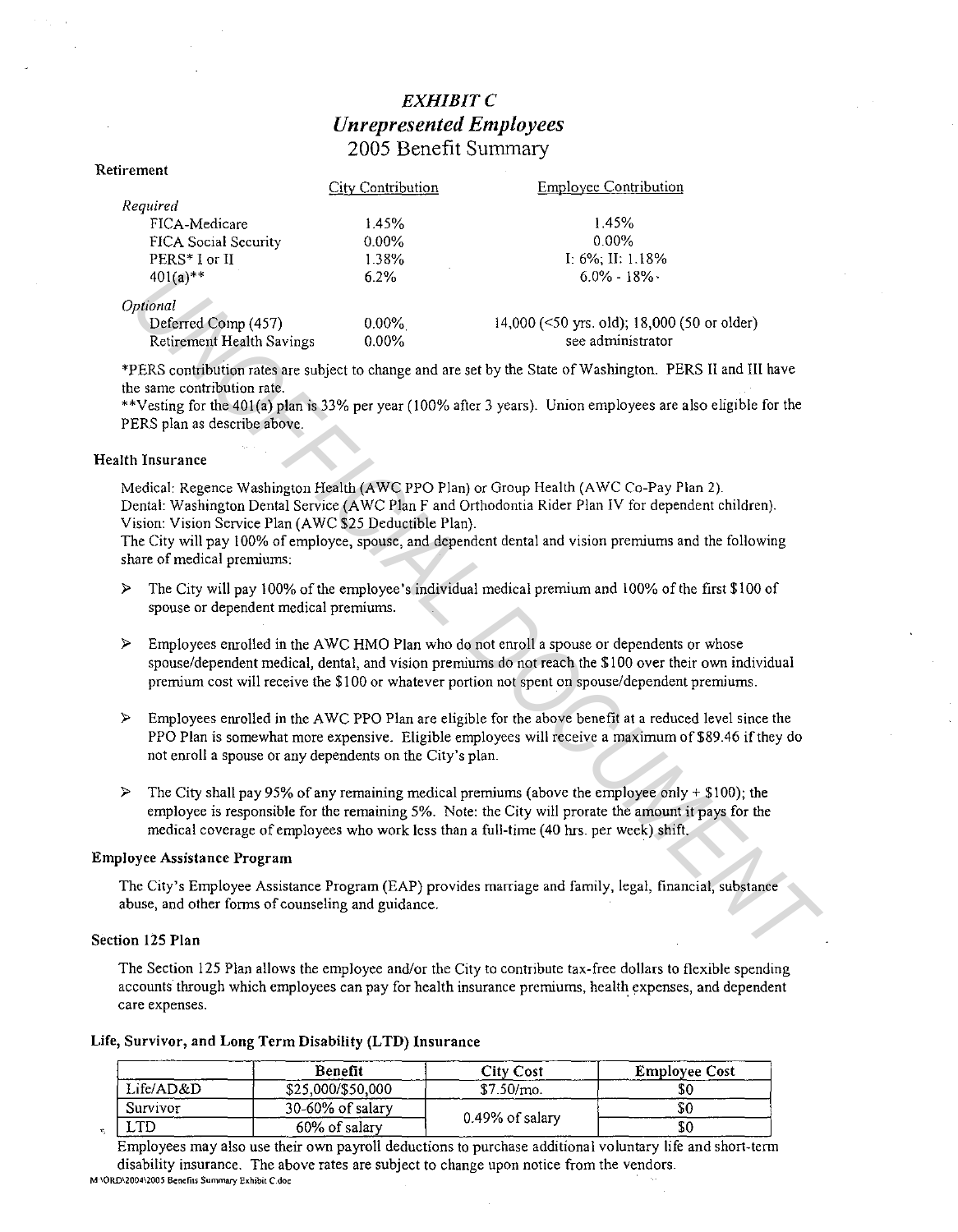# *EXHIBIT C*
## *Unrepresented Employees*
### 2005 Benefit Summary

**Retirement**

| | City Contribution | Employee Contribution |
|---|---|---|
| *Required* | | |
| FICA-Medicare | 1.45% | 1.45% |
| FICA Social Security | 0.00% | 0.00% |
| PERS* I or II | 1.38% | I: 6%; II: 1.18% |
| 401(a)** | 6.2% | 6.0% - 18% |
| *Optional* | | |
| Deferred Comp (457) | 0.00% | 14,000 (<50 yrs. old); 18,000 (50 or older) |
| Retirement Health Savings | 0.00% | see administrator |

*PERS contribution rates are subject to change and are set by the State of Washington. PERS II and III have the same contribution rate.
**Vesting for the 401(a) plan is 33% per year (100% after 3 years). Union employees are also eligible for the PERS plan as describe above.

**Health Insurance**

Medical: Regence Washington Health (AWC PPO Plan) or Group Health (AWC Co-Pay Plan 2).
Dental: Washington Dental Service (AWC Plan F and Orthodontia Rider Plan IV for dependent children).
Vision: Vision Service Plan (AWC $25 Deductible Plan).
The City will pay 100% of employee, spouse, and dependent dental and vision premiums and the following share of medical premiums:

- The City will pay 100% of the employee's individual medical premium and 100% of the first $100 of spouse or dependent medical premiums.
- Employees enrolled in the AWC HMO Plan who do not enroll a spouse or dependents or whose spouse/dependent medical, dental, and vision premiums do not reach the $100 over their own individual premium cost will receive the $100 or whatever portion not spent on spouse/dependent premiums.
- Employees enrolled in the AWC PPO Plan are eligible for the above benefit at a reduced level since the PPO Plan is somewhat more expensive. Eligible employees will receive a maximum of $89.46 if they do not enroll a spouse or any dependents on the City's plan.
- The City shall pay 95% of any remaining medical premiums (above the employee only + $100); the employee is responsible for the remaining 5%. Note: the City will prorate the amount it pays for the medical coverage of employees who work less than a full-time (40 hrs. per week) shift.

**Employee Assistance Program**

The City's Employee Assistance Program (EAP) provides marriage and family, legal, financial, substance abuse, and other forms of counseling and guidance.

**Section 125 Plan**

The Section 125 Plan allows the employee and/or the City to contribute tax-free dollars to flexible spending accounts through which employees can pay for health insurance premiums, health expenses, and dependent care expenses.

**Life, Survivor, and Long Term Disability (LTD) Insurance**

| | Benefit | City Cost | Employee Cost |
|---|---|---|---|
| Life/AD&D | $25,000/$50,000 | $7.50/mo. | $0 |
| Survivor | 30-60% of salary | 0.49% of salary | $0 |
| LTD | 60% of salary | | $0 |

Employees may also use their own payroll deductions to purchase additional voluntary life and short-term disability insurance. The above rates are subject to change upon notice from the vendors.

M:\ORD\2004\2005 Benefits Summary Exhibit C.doc